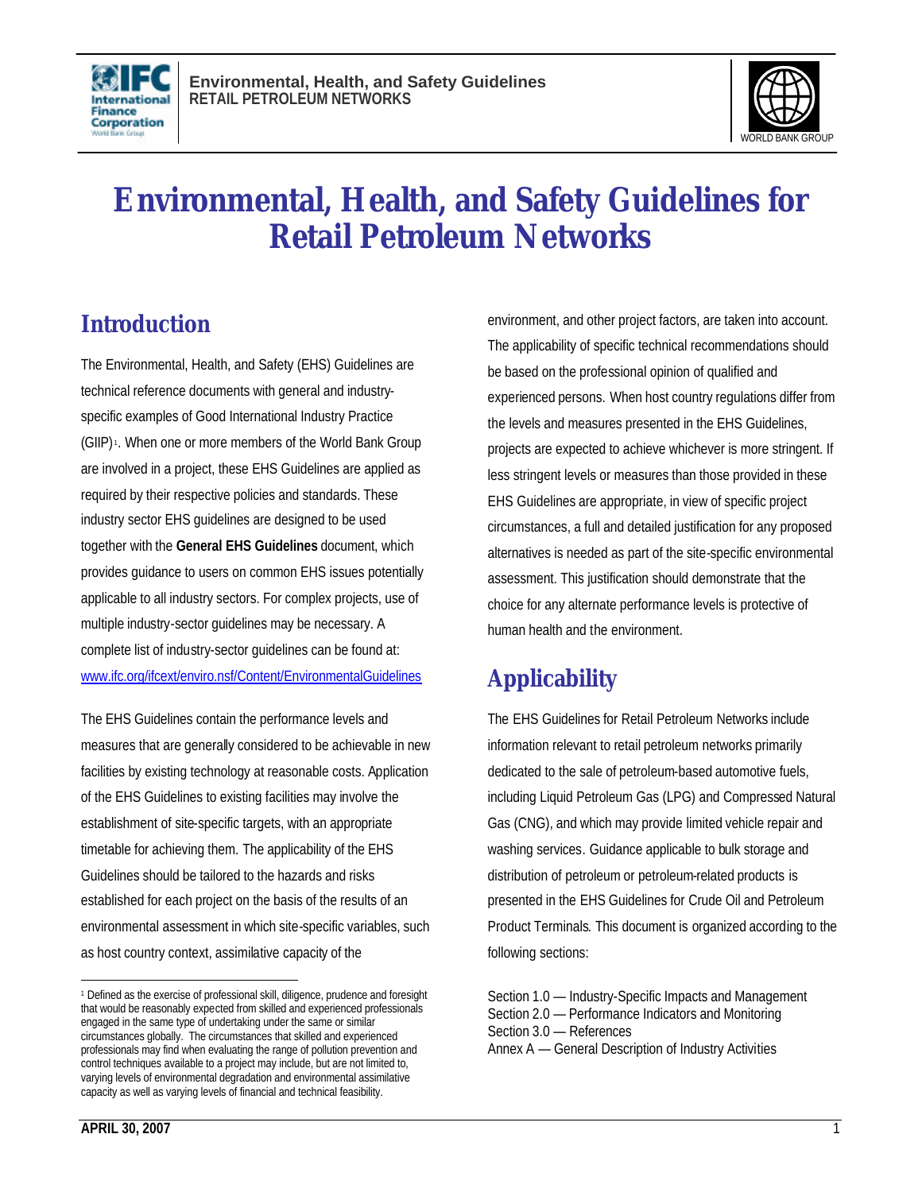# Environmental, Health, and Safety Guidelines for Retail Petroleum Networks

## Introduction

The Environmental, Health, and Safety (EHS) Guidelines are technical reference documents with general and industry-specific examples of Good International Industry Practice (GIIP)[1]. When one or more members of the World Bank Group are involved in a project, these EHS Guidelines are applied as required by their respective policies and standards. These industry sector EHS guidelines are designed to be used together with the **General EHS Guidelines** document, which provides guidance to users on common EHS issues potentially applicable to all industry sectors. For complex projects, use of multiple industry-sector guidelines may be necessary. A complete list of industry-sector guidelines can be found at: www.ifc.org/ifcext/enviro.nsf/Content/EnvironmentalGuidelines

The EHS Guidelines contain the performance levels and measures that are generally considered to be achievable in new facilities by existing technology at reasonable costs. Application of the EHS Guidelines to existing facilities may involve the establishment of site-specific targets, with an appropriate timetable for achieving them. The applicability of the EHS Guidelines should be tailored to the hazards and risks established for each project on the basis of the results of an environmental assessment in which site-specific variables, such as host country context, assimilative capacity of the environment, and other project factors, are taken into account. The applicability of specific technical recommendations should be based on the professional opinion of qualified and experienced persons. When host country regulations differ from the levels and measures presented in the EHS Guidelines, projects are expected to achieve whichever is more stringent. If less stringent levels or measures than those provided in these EHS Guidelines are appropriate, in view of specific project circumstances, a full and detailed justification for any proposed alternatives is needed as part of the site-specific environmental assessment. This justification should demonstrate that the choice for any alternate performance levels is protective of human health and the environment.

## Applicability

The EHS Guidelines for Retail Petroleum Networks include information relevant to retail petroleum networks primarily dedicated to the sale of petroleum-based automotive fuels, including Liquid Petroleum Gas (LPG) and Compressed Natural Gas (CNG), and which may provide limited vehicle repair and washing services. Guidance applicable to bulk storage and distribution of petroleum or petroleum-related products is presented in the EHS Guidelines for Crude Oil and Petroleum Product Terminals. This document is organized according to the following sections:

Section 1.0 — Industry-Specific Impacts and Management
Section 2.0 — Performance Indicators and Monitoring
Section 3.0 — References
Annex A — General Description of Industry Activities

[1] Defined as the exercise of professional skill, diligence, prudence and foresight that would be reasonably expected from skilled and experienced professionals engaged in the same type of undertaking under the same or similar circumstances globally. The circumstances that skilled and experienced professionals may find when evaluating the range of pollution prevention and control techniques available to a project may include, but are not limited to, varying levels of environmental degradation and environmental assimilative capacity as well as varying levels of financial and technical feasibility.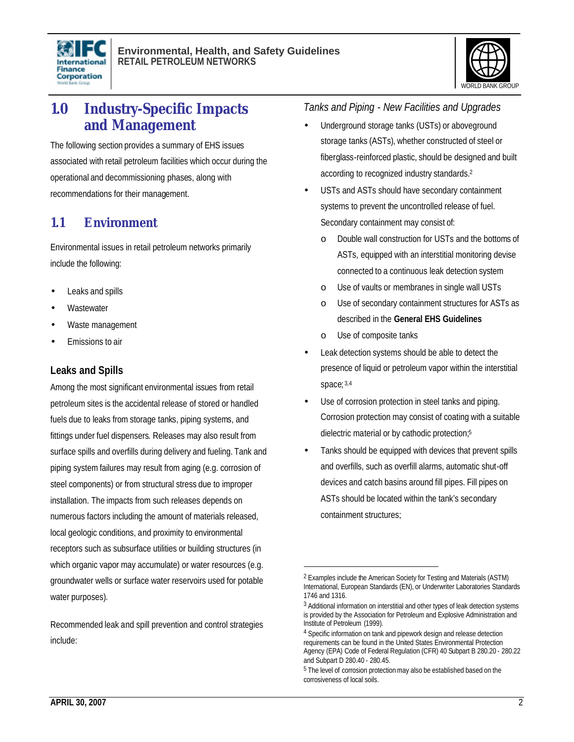# 1.0 Industry-Specific Impacts and Management

The following section provides a summary of EHS issues associated with retail petroleum facilities which occur during the operational and decommissioning phases, along with recommendations for their management.

## 1.1 Environment

Environmental issues in retail petroleum networks primarily include the following:

- Leaks and spills
- Wastewater
- Waste management
- Emissions to air

### Leaks and Spills

Among the most significant environmental issues from retail petroleum sites is the accidental release of stored or handled fuels due to leaks from storage tanks, piping systems, and fittings under fuel dispensers. Releases may also result from surface spills and overfills during delivery and fueling. Tank and piping system failures may result from aging (e.g. corrosion of steel components) or from structural stress due to improper installation. The impacts from such releases depends on numerous factors including the amount of materials released, local geologic conditions, and proximity to environmental receptors such as subsurface utilities or building structures (in which organic vapor may accumulate) or water resources (e.g. groundwater wells or surface water reservoirs used for potable water purposes).

Recommended leak and spill prevention and control strategies include:

*Tanks and Piping - New Facilities and Upgrades*

- Underground storage tanks (USTs) or aboveground storage tanks (ASTs), whether constructed of steel or fiberglass-reinforced plastic, should be designed and built according to recognized industry standards.[2]
- USTs and ASTs should have secondary containment systems to prevent the uncontrolled release of fuel. Secondary containment may consist of:
    - Double wall construction for USTs and the bottoms of ASTs, equipped with an interstitial monitoring devise connected to a continuous leak detection system
    - Use of vaults or membranes in single wall USTs
    - Use of secondary containment structures for ASTs as described in the **General EHS Guidelines**
    - Use of composite tanks
- Leak detection systems should be able to detect the presence of liquid or petroleum vapor within the interstitial space;[3,4]
- Use of corrosion protection in steel tanks and piping. Corrosion protection may consist of coating with a suitable dielectric material or by cathodic protection;[5]
- Tanks should be equipped with devices that prevent spills and overfills, such as overfill alarms, automatic shut-off devices and catch basins around fill pipes. Fill pipes on ASTs should be located within the tank's secondary containment structures;

---

[2] Examples include the American Society for Testing and Materials (ASTM) International, European Standards (EN), or Underwriter Laboratories Standards 1746 and 1316.

[3] Additional information on interstitial and other types of leak detection systems is provided by the Association for Petroleum and Explosive Administration and Institute of Petroleum (1999).

[4] Specific information on tank and pipework design and release detection requirements can be found in the United States Environmental Protection Agency (EPA) Code of Federal Regulation (CFR) 40 Subpart B 280.20 - 280.22 and Subpart D 280.40 - 280.45.

[5] The level of corrosion protection may also be established based on the corrosiveness of local soils.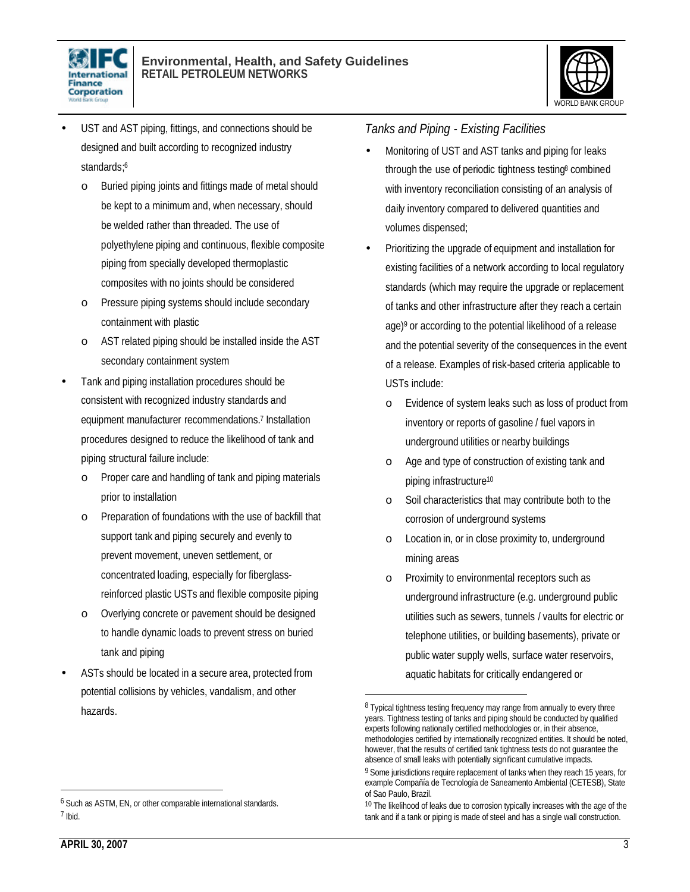- UST and AST piping, fittings, and connections should be designed and built according to recognized industry standards;[6]
    - Buried piping joints and fittings made of metal should be kept to a minimum and, when necessary, should be welded rather than threaded. The use of polyethylene piping and continuous, flexible composite piping from specially developed thermoplastic composites with no joints should be considered
    - Pressure piping systems should include secondary containment with plastic
    - AST related piping should be installed inside the AST secondary containment system
- Tank and piping installation procedures should be consistent with recognized industry standards and equipment manufacturer recommendations.[7] Installation procedures designed to reduce the likelihood of tank and piping structural failure include:
    - Proper care and handling of tank and piping materials prior to installation
    - Preparation of foundations with the use of backfill that support tank and piping securely and evenly to prevent movement, uneven settlement, or concentrated loading, especially for fiberglass-reinforced plastic USTs and flexible composite piping
    - Overlying concrete or pavement should be designed to handle dynamic loads to prevent stress on buried tank and piping
- ASTs should be located in a secure area, protected from potential collisions by vehicles, vandalism, and other hazards.

*Tanks and Piping - Existing Facilities*

- Monitoring of UST and AST tanks and piping for leaks through the use of periodic tightness testing[8] combined with inventory reconciliation consisting of an analysis of daily inventory compared to delivered quantities and volumes dispensed;
- Prioritizing the upgrade of equipment and installation for existing facilities of a network according to local regulatory standards (which may require the upgrade or replacement of tanks and other infrastructure after they reach a certain age)[9] or according to the potential likelihood of a release and the potential severity of the consequences in the event of a release. Examples of risk-based criteria applicable to USTs include:
    - Evidence of system leaks such as loss of product from inventory or reports of gasoline / fuel vapors in underground utilities or nearby buildings
    - Age and type of construction of existing tank and piping infrastructure[10]
    - Soil characteristics that may contribute both to the corrosion of underground systems
    - Location in, or in close proximity to, underground mining areas
    - Proximity to environmental receptors such as underground infrastructure (e.g. underground public utilities such as sewers, tunnels / vaults for electric or telephone utilities, or building basements), private or public water supply wells, surface water reservoirs, aquatic habitats for critically endangered or

---

[6] Such as ASTM, EN, or other comparable international standards.

[7] Ibid.

[8] Typical tightness testing frequency may range from annually to every three years. Tightness testing of tanks and piping should be conducted by qualified experts following nationally certified methodologies or, in their absence, methodologies certified by internationally recognized entities. It should be noted, however, that the results of certified tank tightness tests do not guarantee the absence of small leaks with potentially significant cumulative impacts.

[9] Some jurisdictions require replacement of tanks when they reach 15 years, for example Compañía de Tecnología de Saneamento Ambiental (CETESB), State of Sao Paulo, Brazil.

[10] The likelihood of leaks due to corrosion typically increases with the age of the tank and if a tank or piping is made of steel and has a single wall construction.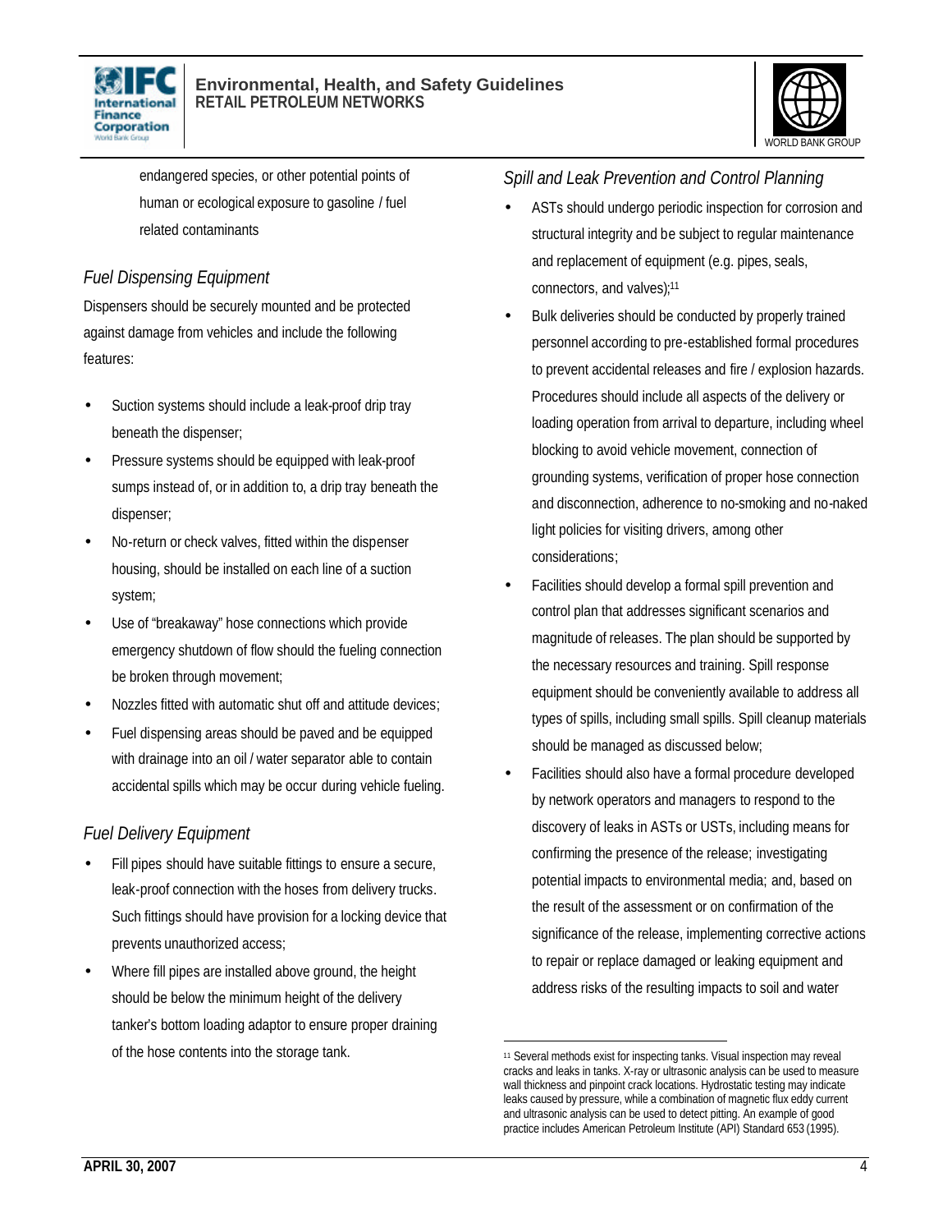endangered species, or other potential points of human or ecological exposure to gasoline / fuel related contaminants

### *Fuel Dispensing Equipment*

Dispensers should be securely mounted and be protected against damage from vehicles and include the following features:

- Suction systems should include a leak-proof drip tray beneath the dispenser;
- Pressure systems should be equipped with leak-proof sumps instead of, or in addition to, a drip tray beneath the dispenser;
- No-return or check valves, fitted within the dispenser housing, should be installed on each line of a suction system;
- Use of "breakaway" hose connections which provide emergency shutdown of flow should the fueling connection be broken through movement;
- Nozzles fitted with automatic shut off and attitude devices;
- Fuel dispensing areas should be paved and be equipped with drainage into an oil / water separator able to contain accidental spills which may be occur during vehicle fueling.

### *Fuel Delivery Equipment*

- Fill pipes should have suitable fittings to ensure a secure, leak-proof connection with the hoses from delivery trucks. Such fittings should have provision for a locking device that prevents unauthorized access;
- Where fill pipes are installed above ground, the height should be below the minimum height of the delivery tanker's bottom loading adaptor to ensure proper draining of the hose contents into the storage tank.

### *Spill and Leak Prevention and Control Planning*

- ASTs should undergo periodic inspection for corrosion and structural integrity and be subject to regular maintenance and replacement of equipment (e.g. pipes, seals, connectors, and valves);[11]
- Bulk deliveries should be conducted by properly trained personnel according to pre-established formal procedures to prevent accidental releases and fire / explosion hazards. Procedures should include all aspects of the delivery or loading operation from arrival to departure, including wheel blocking to avoid vehicle movement, connection of grounding systems, verification of proper hose connection and disconnection, adherence to no-smoking and no-naked light policies for visiting drivers, among other considerations;
- Facilities should develop a formal spill prevention and control plan that addresses significant scenarios and magnitude of releases. The plan should be supported by the necessary resources and training. Spill response equipment should be conveniently available to address all types of spills, including small spills. Spill cleanup materials should be managed as discussed below;
- Facilities should also have a formal procedure developed by network operators and managers to respond to the discovery of leaks in ASTs or USTs, including means for confirming the presence of the release; investigating potential impacts to environmental media; and, based on the result of the assessment or on confirmation of the significance of the release, implementing corrective actions to repair or replace damaged or leaking equipment and address risks of the resulting impacts to soil and water

---

[11] Several methods exist for inspecting tanks. Visual inspection may reveal cracks and leaks in tanks. X-ray or ultrasonic analysis can be used to measure wall thickness and pinpoint crack locations. Hydrostatic testing may indicate leaks caused by pressure, while a combination of magnetic flux eddy current and ultrasonic analysis can be used to detect pitting. An example of good practice includes American Petroleum Institute (API) Standard 653 (1995).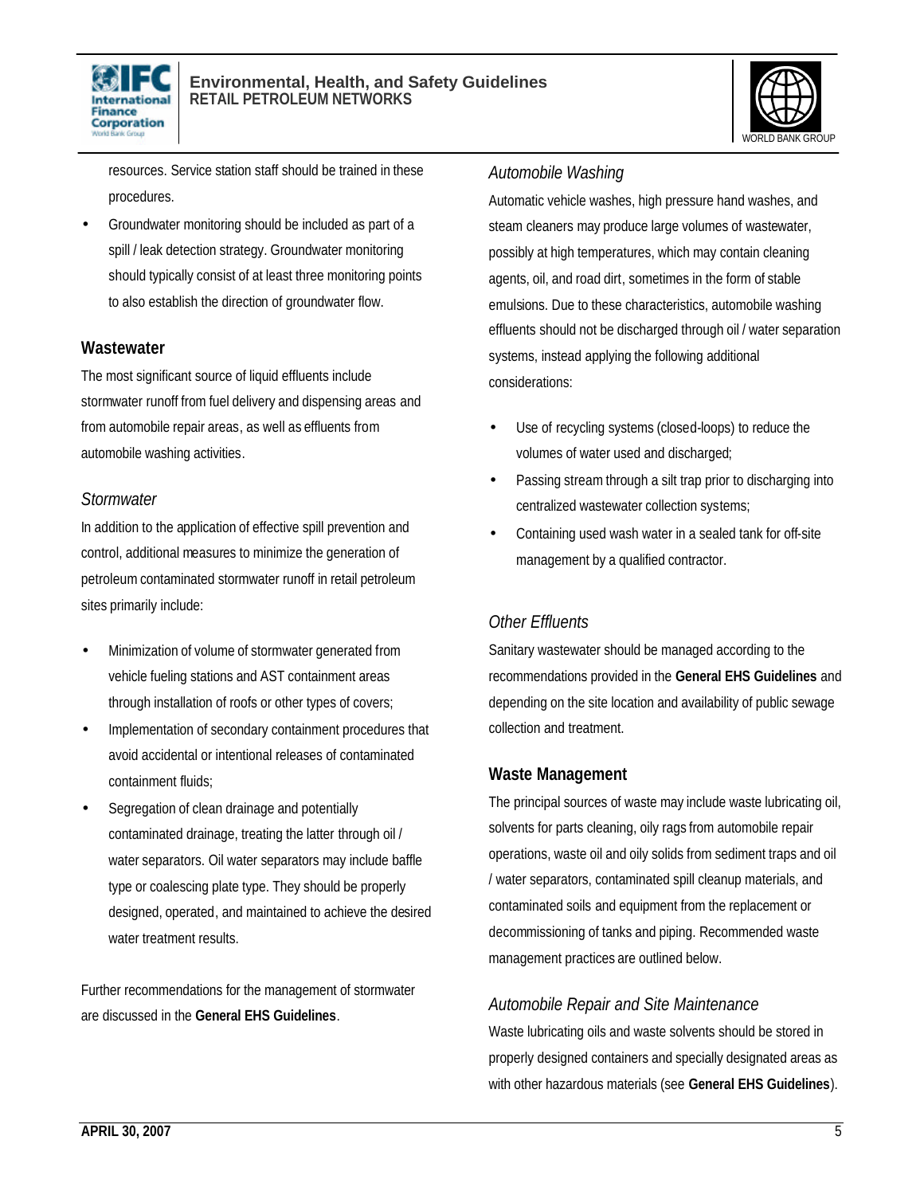resources. Service station staff should be trained in these procedures.

- Groundwater monitoring should be included as part of a spill / leak detection strategy. Groundwater monitoring should typically consist of at least three monitoring points to also establish the direction of groundwater flow.

## Wastewater

The most significant source of liquid effluents include stormwater runoff from fuel delivery and dispensing areas and from automobile repair areas, as well as effluents from automobile washing activities.

### *Stormwater*

In addition to the application of effective spill prevention and control, additional measures to minimize the generation of petroleum contaminated stormwater runoff in retail petroleum sites primarily include:

- Minimization of volume of stormwater generated from vehicle fueling stations and AST containment areas through installation of roofs or other types of covers;
- Implementation of secondary containment procedures that avoid accidental or intentional releases of contaminated containment fluids;
- Segregation of clean drainage and potentially contaminated drainage, treating the latter through oil / water separators. Oil water separators may include baffle type or coalescing plate type. They should be properly designed, operated, and maintained to achieve the desired water treatment results.

Further recommendations for the management of stormwater are discussed in the **General EHS Guidelines**.

### *Automobile Washing*

Automatic vehicle washes, high pressure hand washes, and steam cleaners may produce large volumes of wastewater, possibly at high temperatures, which may contain cleaning agents, oil, and road dirt, sometimes in the form of stable emulsions. Due to these characteristics, automobile washing effluents should not be discharged through oil / water separation systems, instead applying the following additional considerations:

- Use of recycling systems (closed-loops) to reduce the volumes of water used and discharged;
- Passing stream through a silt trap prior to discharging into centralized wastewater collection systems;
- Containing used wash water in a sealed tank for off-site management by a qualified contractor.

### *Other Effluents*

Sanitary wastewater should be managed according to the recommendations provided in the **General EHS Guidelines** and depending on the site location and availability of public sewage collection and treatment.

## Waste Management

The principal sources of waste may include waste lubricating oil, solvents for parts cleaning, oily rags from automobile repair operations, waste oil and oily solids from sediment traps and oil / water separators, contaminated spill cleanup materials, and contaminated soils and equipment from the replacement or decommissioning of tanks and piping. Recommended waste management practices are outlined below.

### *Automobile Repair and Site Maintenance*

Waste lubricating oils and waste solvents should be stored in properly designed containers and specially designated areas as with other hazardous materials (see **General EHS Guidelines**).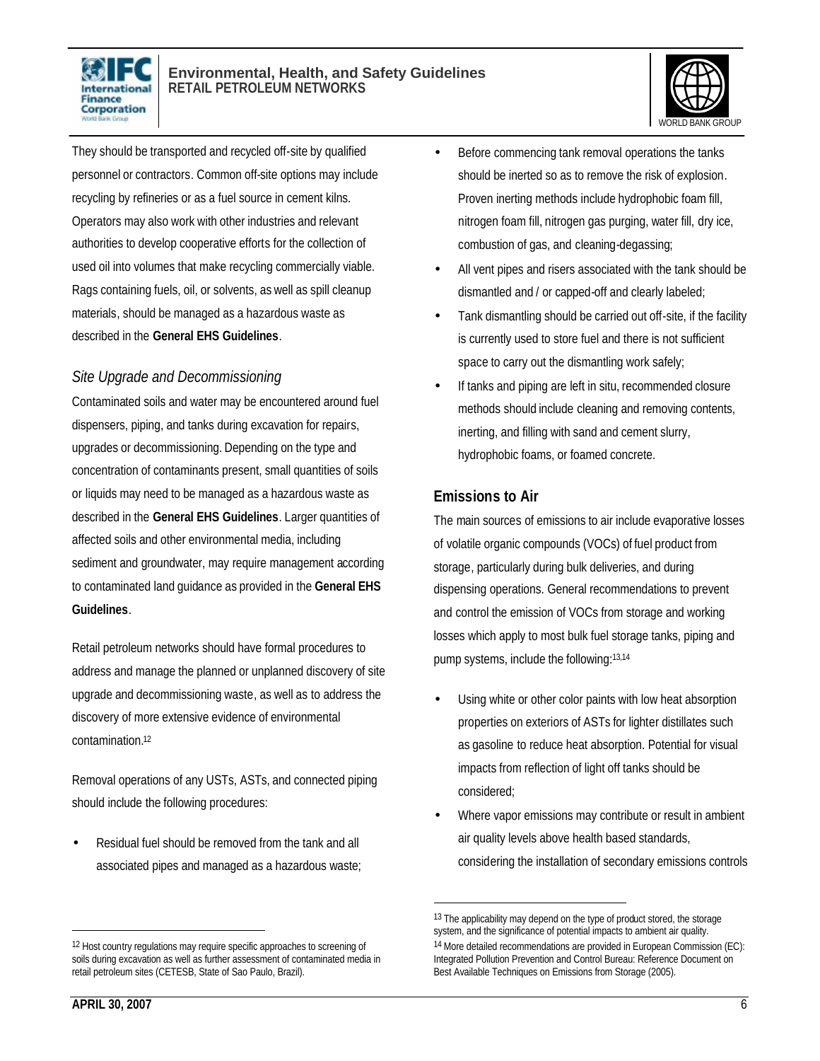They should be transported and recycled off-site by qualified personnel or contractors. Common off-site options may include recycling by refineries or as a fuel source in cement kilns. Operators may also work with other industries and relevant authorities to develop cooperative efforts for the collection of used oil into volumes that make recycling commercially viable. Rags containing fuels, oil, or solvents, as well as spill cleanup materials, should be managed as a hazardous waste as described in the **General EHS Guidelines**.

### *Site Upgrade and Decommissioning*

Contaminated soils and water may be encountered around fuel dispensers, piping, and tanks during excavation for repairs, upgrades or decommissioning. Depending on the type and concentration of contaminants present, small quantities of soils or liquids may need to be managed as a hazardous waste as described in the **General EHS Guidelines**. Larger quantities of affected soils and other environmental media, including sediment and groundwater, may require management according to contaminated land guidance as provided in the **General EHS Guidelines**.

Retail petroleum networks should have formal procedures to address and manage the planned or unplanned discovery of site upgrade and decommissioning waste, as well as to address the discovery of more extensive evidence of environmental contamination.[12]

Removal operations of any USTs, ASTs, and connected piping should include the following procedures:

- Residual fuel should be removed from the tank and all associated pipes and managed as a hazardous waste;
- Before commencing tank removal operations the tanks should be inerted so as to remove the risk of explosion. Proven inerting methods include hydrophobic foam fill, nitrogen foam fill, nitrogen gas purging, water fill, dry ice, combustion of gas, and cleaning-degassing;
- All vent pipes and risers associated with the tank should be dismantled and / or capped-off and clearly labeled;
- Tank dismantling should be carried out off-site, if the facility is currently used to store fuel and there is not sufficient space to carry out the dismantling work safely;
- If tanks and piping are left in situ, recommended closure methods should include cleaning and removing contents, inerting, and filling with sand and cement slurry, hydrophobic foams, or foamed concrete.

## Emissions to Air

The main sources of emissions to air include evaporative losses of volatile organic compounds (VOCs) of fuel product from storage, particularly during bulk deliveries, and during dispensing operations. General recommendations to prevent and control the emission of VOCs from storage and working losses which apply to most bulk fuel storage tanks, piping and pump systems, include the following:[13,14]

- Using white or other color paints with low heat absorption properties on exteriors of ASTs for lighter distillates such as gasoline to reduce heat absorption. Potential for visual impacts from reflection of light off tanks should be considered;
- Where vapor emissions may contribute or result in ambient air quality levels above health based standards, considering the installation of secondary emissions controls

---

[12] Host country regulations may require specific approaches to screening of soils during excavation as well as further assessment of contaminated media in retail petroleum sites (CETESB, State of Sao Paulo, Brazil).

[13] The applicability may depend on the type of product stored, the storage system, and the significance of potential impacts to ambient air quality.

[14] More detailed recommendations are provided in European Commission (EC): Integrated Pollution Prevention and Control Bureau: Reference Document on Best Available Techniques on Emissions from Storage (2005).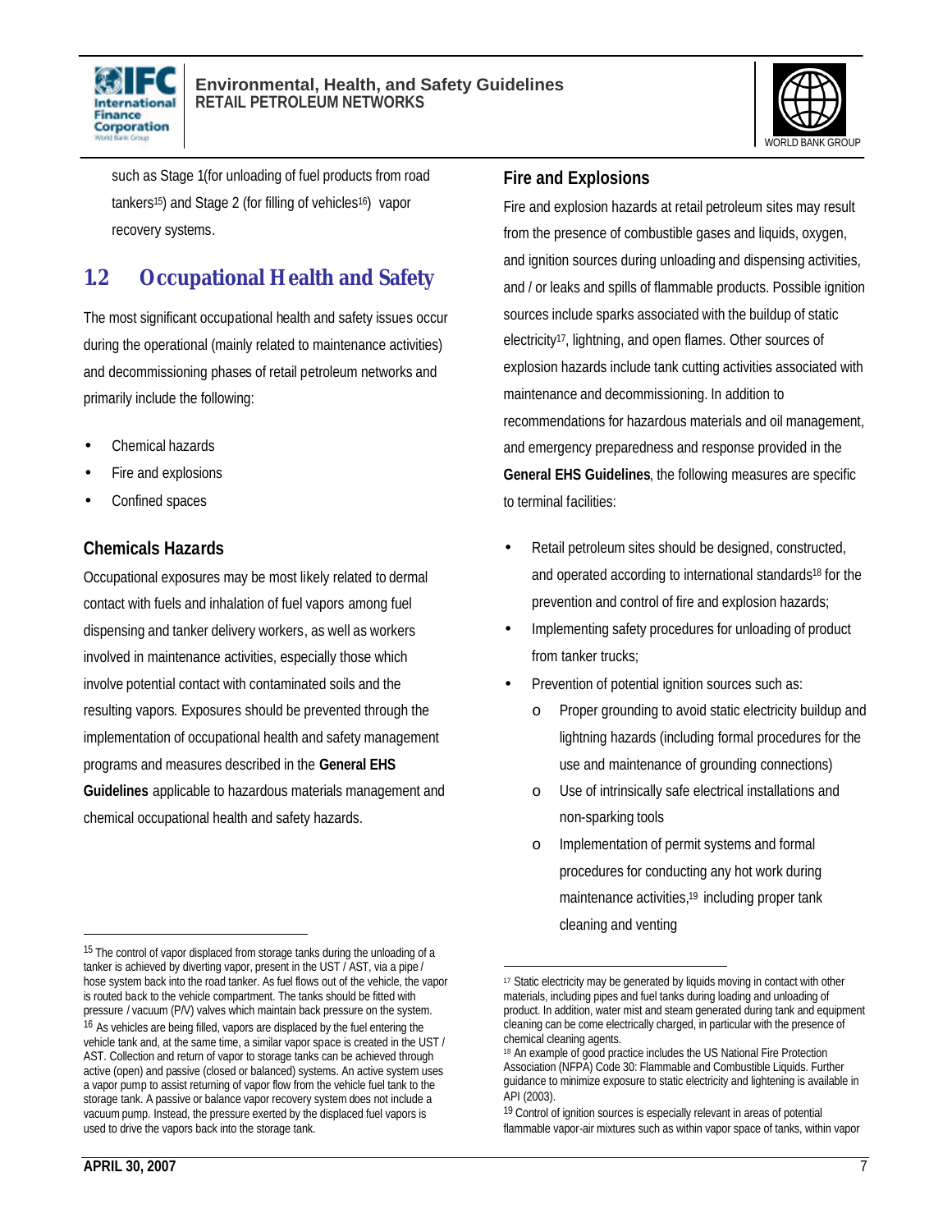such as Stage 1(for unloading of fuel products from road tankers[15]) and Stage 2 (for filling of vehicles[16]) vapor recovery systems.

## 1.2 Occupational Health and Safety

The most significant occupational health and safety issues occur during the operational (mainly related to maintenance activities) and decommissioning phases of retail petroleum networks and primarily include the following:

- Chemical hazards
- Fire and explosions
- Confined spaces

### Chemicals Hazards

Occupational exposures may be most likely related to dermal contact with fuels and inhalation of fuel vapors among fuel dispensing and tanker delivery workers, as well as workers involved in maintenance activities, especially those which involve potential contact with contaminated soils and the resulting vapors. Exposures should be prevented through the implementation of occupational health and safety management programs and measures described in the **General EHS Guidelines** applicable to hazardous materials management and chemical occupational health and safety hazards.

### Fire and Explosions

Fire and explosion hazards at retail petroleum sites may result from the presence of combustible gases and liquids, oxygen, and ignition sources during unloading and dispensing activities, and / or leaks and spills of flammable products. Possible ignition sources include sparks associated with the buildup of static electricity[17], lightning, and open flames. Other sources of explosion hazards include tank cutting activities associated with maintenance and decommissioning. In addition to recommendations for hazardous materials and oil management, and emergency preparedness and response provided in the **General EHS Guidelines**, the following measures are specific to terminal facilities:

- Retail petroleum sites should be designed, constructed, and operated according to international standards[18] for the prevention and control of fire and explosion hazards;
- Implementing safety procedures for unloading of product from tanker trucks;
- Prevention of potential ignition sources such as:
  - Proper grounding to avoid static electricity buildup and lightning hazards (including formal procedures for the use and maintenance of grounding connections)
  - Use of intrinsically safe electrical installations and non-sparking tools
  - Implementation of permit systems and formal procedures for conducting any hot work during maintenance activities,[19] including proper tank cleaning and venting

---

[15] The control of vapor displaced from storage tanks during the unloading of a tanker is achieved by diverting vapor, present in the UST / AST, via a pipe / hose system back into the road tanker. As fuel flows out of the vehicle, the vapor is routed back to the vehicle compartment. The tanks should be fitted with pressure / vacuum (P/V) valves which maintain back pressure on the system.

[16] As vehicles are being filled, vapors are displaced by the fuel entering the vehicle tank and, at the same time, a similar vapor space is created in the UST / AST. Collection and return of vapor to storage tanks can be achieved through active (open) and passive (closed or balanced) systems. An active system uses a vapor pump to assist returning of vapor flow from the vehicle fuel tank to the storage tank. A passive or balance vapor recovery system does not include a vacuum pump. Instead, the pressure exerted by the displaced fuel vapors is used to drive the vapors back into the storage tank.

[17] Static electricity may be generated by liquids moving in contact with other materials, including pipes and fuel tanks during loading and unloading of product. In addition, water mist and steam generated during tank and equipment cleaning can be come electrically charged, in particular with the presence of chemical cleaning agents.

[18] An example of good practice includes the US National Fire Protection Association (NFPA) Code 30: Flammable and Combustible Liquids. Further guidance to minimize exposure to static electricity and lightening is available in API (2003).

[19] Control of ignition sources is especially relevant in areas of potential flammable vapor-air mixtures such as within vapor space of tanks, within vapor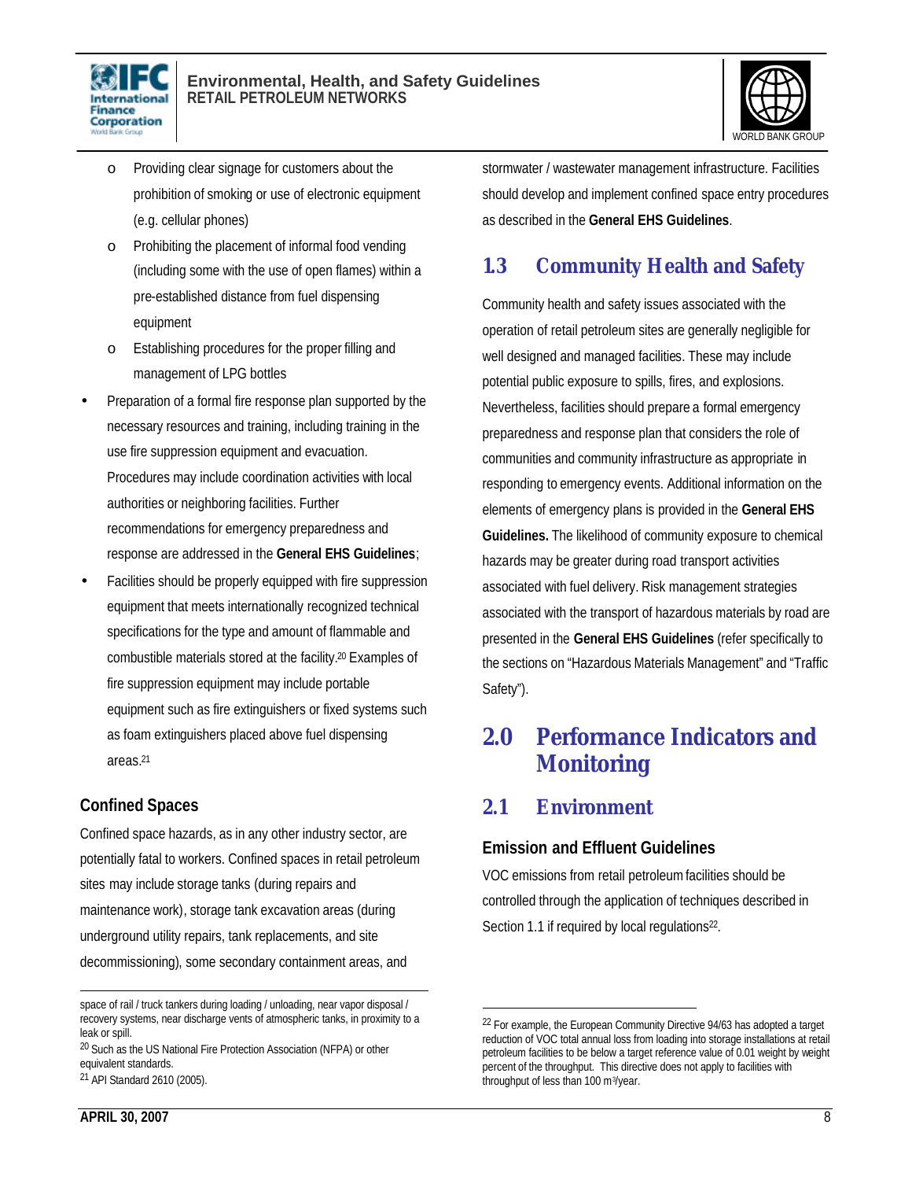- Providing clear signage for customers about the prohibition of smoking or use of electronic equipment (e.g. cellular phones)
- Prohibiting the placement of informal food vending (including some with the use of open flames) within a pre-established distance from fuel dispensing equipment
- Establishing procedures for the proper filling and management of LPG bottles

- Preparation of a formal fire response plan supported by the necessary resources and training, including training in the use fire suppression equipment and evacuation. Procedures may include coordination activities with local authorities or neighboring facilities. Further recommendations for emergency preparedness and response are addressed in the **General EHS Guidelines**;
- Facilities should be properly equipped with fire suppression equipment that meets internationally recognized technical specifications for the type and amount of flammable and combustible materials stored at the facility.[20] Examples of fire suppression equipment may include portable equipment such as fire extinguishers or fixed systems such as foam extinguishers placed above fuel dispensing areas.[21]

### Confined Spaces

Confined space hazards, as in any other industry sector, are potentially fatal to workers. Confined spaces in retail petroleum sites may include storage tanks (during repairs and maintenance work), storage tank excavation areas (during underground utility repairs, tank replacements, and site decommissioning), some secondary containment areas, and stormwater / wastewater management infrastructure. Facilities should develop and implement confined space entry procedures as described in the **General EHS Guidelines**.

## 1.3 Community Health and Safety

Community health and safety issues associated with the operation of retail petroleum sites are generally negligible for well designed and managed facilities. These may include potential public exposure to spills, fires, and explosions. Nevertheless, facilities should prepare a formal emergency preparedness and response plan that considers the role of communities and community infrastructure as appropriate in responding to emergency events. Additional information on the elements of emergency plans is provided in the **General EHS Guidelines.** The likelihood of community exposure to chemical hazards may be greater during road transport activities associated with fuel delivery. Risk management strategies associated with the transport of hazardous materials by road are presented in the **General EHS Guidelines** (refer specifically to the sections on "Hazardous Materials Management" and "Traffic Safety").

# 2.0 Performance Indicators and Monitoring

## 2.1 Environment

### Emission and Effluent Guidelines

VOC emissions from retail petroleum facilities should be controlled through the application of techniques described in Section 1.1 if required by local regulations[22].

---

space of rail / truck tankers during loading / unloading, near vapor disposal / recovery systems, near discharge vents of atmospheric tanks, in proximity to a leak or spill.

[20] Such as the US National Fire Protection Association (NFPA) or other equivalent standards.

[21] API Standard 2610 (2005).

[22] For example, the European Community Directive 94/63 has adopted a target reduction of VOC total annual loss from loading into storage installations at retail petroleum facilities to be below a target reference value of 0.01 weight by weight percent of the throughput. This directive does not apply to facilities with throughput of less than 100 $m^3$/year.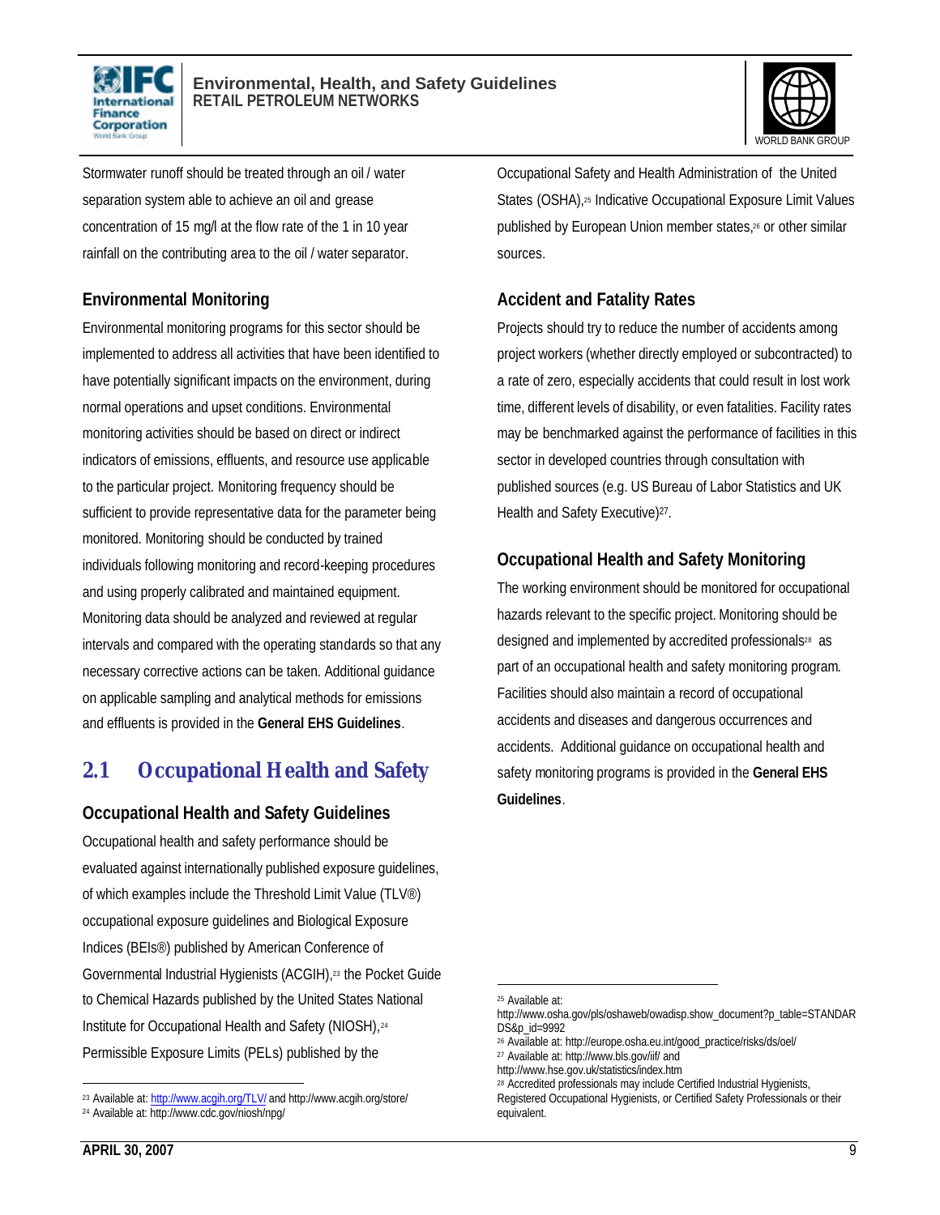Stormwater runoff should be treated through an oil / water separation system able to achieve an oil and grease concentration of 15 mg/l at the flow rate of the 1 in 10 year rainfall on the contributing area to the oil / water separator.

### Environmental Monitoring

Environmental monitoring programs for this sector should be implemented to address all activities that have been identified to have potentially significant impacts on the environment, during normal operations and upset conditions. Environmental monitoring activities should be based on direct or indirect indicators of emissions, effluents, and resource use applicable to the particular project. Monitoring frequency should be sufficient to provide representative data for the parameter being monitored. Monitoring should be conducted by trained individuals following monitoring and record-keeping procedures and using properly calibrated and maintained equipment. Monitoring data should be analyzed and reviewed at regular intervals and compared with the operating standards so that any necessary corrective actions can be taken. Additional guidance on applicable sampling and analytical methods for emissions and effluents is provided in the **General EHS Guidelines**.

## 2.1 Occupational Health and Safety

### Occupational Health and Safety Guidelines

Occupational health and safety performance should be evaluated against internationally published exposure guidelines, of which examples include the Threshold Limit Value (TLV®) occupational exposure guidelines and Biological Exposure Indices (BEIs®) published by American Conference of Governmental Industrial Hygienists (ACGIH),[23] the Pocket Guide to Chemical Hazards published by the United States National Institute for Occupational Health and Safety (NIOSH),[24] Permissible Exposure Limits (PELs) published by the Occupational Safety and Health Administration of the United States (OSHA),[25] Indicative Occupational Exposure Limit Values published by European Union member states,[26] or other similar sources.

### Accident and Fatality Rates

Projects should try to reduce the number of accidents among project workers (whether directly employed or subcontracted) to a rate of zero, especially accidents that could result in lost work time, different levels of disability, or even fatalities. Facility rates may be benchmarked against the performance of facilities in this sector in developed countries through consultation with published sources (e.g. US Bureau of Labor Statistics and UK Health and Safety Executive)[27].

### Occupational Health and Safety Monitoring

The working environment should be monitored for occupational hazards relevant to the specific project. Monitoring should be designed and implemented by accredited professionals[28] as part of an occupational health and safety monitoring program. Facilities should also maintain a record of occupational accidents and diseases and dangerous occurrences and accidents. Additional guidance on occupational health and safety monitoring programs is provided in the **General EHS Guidelines**.

---

[23] Available at: http://www.acgih.org/TLV/ and http://www.acgih.org/store/

[24] Available at: http://www.cdc.gov/niosh/npg/

[25] Available at: http://www.osha.gov/pls/oshaweb/owadisp.show_document?p_table=STANDARDS&p_id=9992

[26] Available at: http://europe.osha.eu.int/good_practice/risks/ds/oel/

[27] Available at: http://www.bls.gov/iif/ and http://www.hse.gov.uk/statistics/index.htm

[28] Accredited professionals may include Certified Industrial Hygienists, Registered Occupational Hygienists, or Certified Safety Professionals or their equivalent.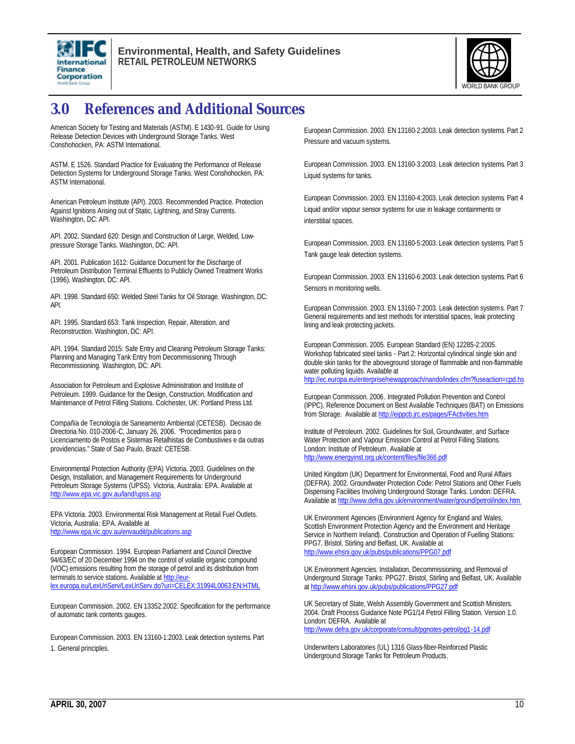# 3.0 References and Additional Sources

American Society for Testing and Materials (ASTM). E 1430-91. Guide for Using Release Detection Devices with Underground Storage Tanks. West Conshohocken, PA: ASTM International.

ASTM. E 1526. Standard Practice for Evaluating the Performance of Release Detection Systems for Underground Storage Tanks. West Conshohocken, PA: ASTM International.

American Petroleum Institute (API). 2003. Recommended Practice. Protection Against Ignitions Arising out of Static, Lightning, and Stray Currents. Washington, DC: API.

API. 2002. Standard 620: Design and Construction of Large, Welded, Low-pressure Storage Tanks. Washington, DC: API.

API. 2001. Publication 1612: Guidance Document for the Discharge of Petroleum Distribution Terminal Effluents to Publicly Owned Treatment Works (1996). Washington, DC: API.

API. 1998. Standard 650: Welded Steel Tanks for Oil Storage. Washington, DC: API.

API. 1995. Standard 653: Tank Inspection, Repair, Alteration, and Reconstruction. Washington, DC: API.

API. 1994. Standard 2015: Safe Entry and Cleaning Petroleum Storage Tanks: Planning and Managing Tank Entry from Decommissioning Through Recommissioning. Washington, DC: API.

Association for Petroleum and Explosive Administration and Institute of Petroleum. 1999. Guidance for the Design, Construction, Modification and Maintenance of Petrol Filling Stations. Colchester, UK: Portland Press Ltd.

Compañía de Tecnología de Saneamento Ambiental (CETESB). Decisao de Directoria No. 010-2006-C, January 26, 2006. "Procedimentos para o Licenciamento de Postos e Sistemas Retalhistas de Combustives e da outras providencias." State of Sao Paulo, Brazil: CETESB.

Environmental Protection Authority (EPA) Victoria. 2003. Guidelines on the Design, Installation, and Management Requirements for Underground Petroleum Storage Systems (UPSS). Victoria, Australia: EPA. Available at http://www.epa.vic.gov.au/land/upss.asp

EPA Victoria. 2003. Environmental Risk Management at Retail Fuel Outlets. Victoria, Australia: EPA. Available at http://www.epa.vic.gov.au/envaudit/publications.asp

European Commission. 1994. European Parliament and Council Directive 94/63/EC of 20 December 1994 on the control of volatile organic compound (VOC) emissions resulting from the storage of petrol and its distribution from terminals to service stations. Available at http://eur-lex.europa.eu/LexUriServ/LexUriServ.do?uri=CELEX:31994L0063:EN:HTML

European Commission. 2002. EN 13352:2002. Specification for the performance of automatic tank contents gauges.

European Commission. 2003. EN 13160-1:2003. Leak detection systems. Part 1. General principles.

European Commission. 2003. EN 13160-2:2003. Leak detection systems. Part 2 Pressure and vacuum systems.

European Commission. 2003. EN 13160-3:2003. Leak detection systems. Part 3 Liquid systems for tanks.

European Commission. 2003. EN 13160-4:2003. Leak detection systems. Part 4 Liquid and/or vapour sensor systems for use in leakage containments or interstitial spaces.

European Commission. 2003. EN 13160-5:2003. Leak detection systems. Part 5 Tank gauge leak detection systems.

European Commission. 2003. EN 13160-6:2003. Leak detection systems. Part 6 Sensors in monitoring wells.

European Commission. 2003. EN 13160-7:2003. Leak detection systems. Part 7 General requirements and test methods for interstitial spaces, leak protecting lining and leak protecting jackets.

European Commission. 2005. European Standard (EN) 12285-2:2005. Workshop fabricated steel tanks - Part 2: Horizontal cylindrical single skin and double skin tanks for the aboveground storage of flammable and non-flammable water polluting liquids. Available at http://ec.europa.eu/enterprise/newapproach/nando/index.cfm?fuseaction=cpd.hs

European Commission. 2006. Integrated Pollution Prevention and Control (IPPC). Reference Document on Best Available Techniques (BAT) on Emissions from Storage. Available at http://eippcb.jrc.es/pages/FActivities.htm

Institute of Petroleum. 2002. Guidelines for Soil, Groundwater, and Surface Water Protection and Vapour Emission Control at Petrol Filling Stations. London: Institute of Petroleum. Available at http://www.energyinst.org.uk/content/files/file366.pdf

United Kingdom (UK) Department for Environmental, Food and Rural Affairs (DEFRA). 2002. Groundwater Protection Code: Petrol Stations and Other Fuels Dispensing Facilities Involving Underground Storage Tanks. London: DEFRA. Available at http://www.defra.gov.uk/environment/water/ground/petrol/index.htm

UK Environment Agencies (Environment Agency for England and Wales, Scottish Environment Protection Agency and the Environment and Heritage Service in Northern Ireland). Construction and Operation of Fuelling Stations: PPG7. Bristol, Stirling and Belfast, UK. Available at http://www.ehsni.gov.uk/pubs/publications/PPG07.pdf

UK Environment Agencies. Installation, Decommissioning, and Removal of Underground Storage Tanks: PPG27. Bristol, Stirling and Belfast, UK. Available at http://www.ehsni.gov.uk/pubs/publications/PPG27.pdf

UK Secretary of State, Welsh Assembly Government and Scottish Ministers. 2004. Draft Process Guidance Note PG1/14 Petrol Filling Station. Version 1.0. London: DEFRA. Available at http://www.defra.gov.uk/corporate/consult/pgnotes-petrol/pg1-14.pdf

Underwriters Laboratories (UL) 1316 Glass-fiber-Reinforced Plastic Underground Storage Tanks for Petroleum Products.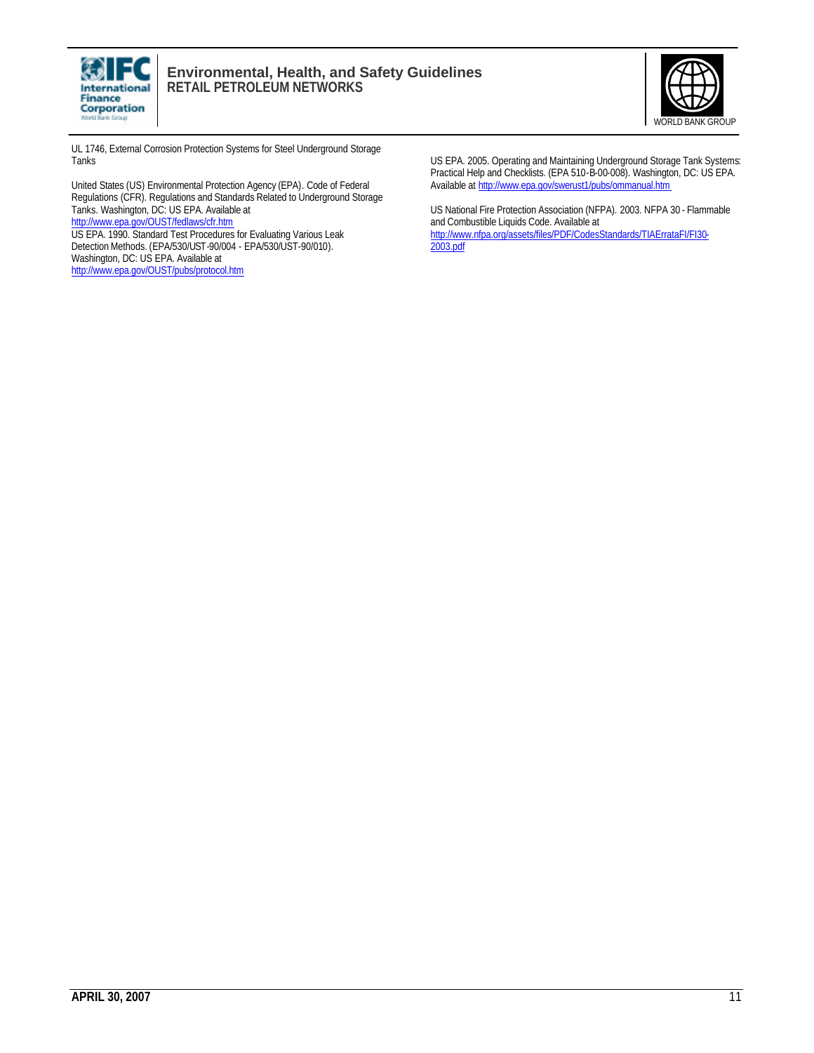UL 1746, External Corrosion Protection Systems for Steel Underground Storage Tanks

United States (US) Environmental Protection Agency (EPA). Code of Federal Regulations (CFR). Regulations and Standards Related to Underground Storage Tanks. Washington, DC: US EPA. Available at http://www.epa.gov/OUST/fedlaws/cfr.htm

US EPA. 1990. Standard Test Procedures for Evaluating Various Leak Detection Methods. (EPA/530/UST-90/004 - EPA/530/UST-90/010). Washington, DC: US EPA. Available at http://www.epa.gov/OUST/pubs/protocol.htm

US EPA. 2005. Operating and Maintaining Underground Storage Tank Systems: Practical Help and Checklists. (EPA 510-B-00-008). Washington, DC: US EPA. Available at http://www.epa.gov/swerust1/pubs/ommanual.htm

US National Fire Protection Association (NFPA). 2003. NFPA 30 - Flammable and Combustible Liquids Code. Available at http://www.nfpa.org/assets/files/PDF/CodesStandards/TIAErrataFI/FI30-2003.pdf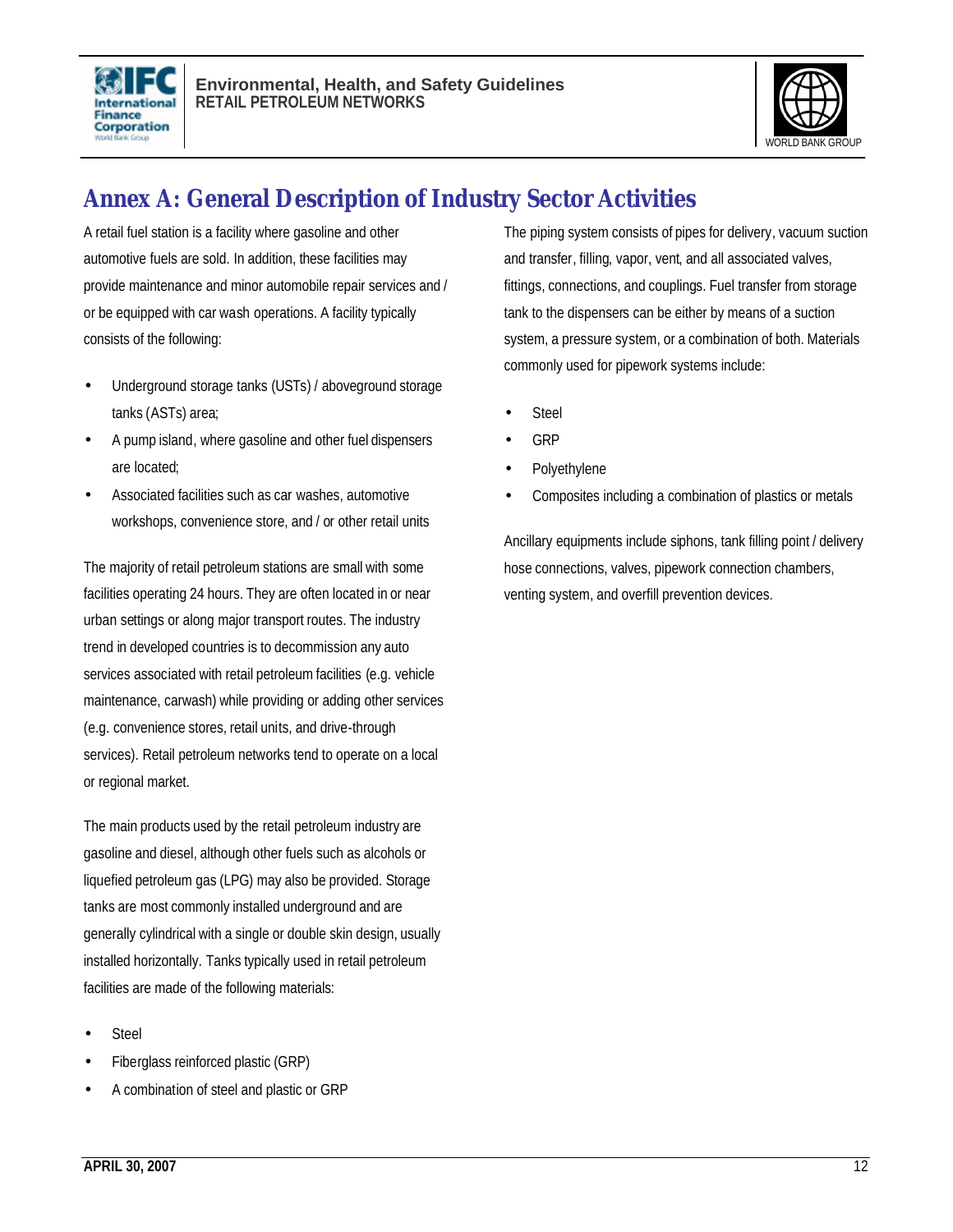# Annex A: General Description of Industry Sector Activities

A retail fuel station is a facility where gasoline and other automotive fuels are sold. In addition, these facilities may provide maintenance and minor automobile repair services and / or be equipped with car wash operations. A facility typically consists of the following:

- Underground storage tanks (USTs) / aboveground storage tanks (ASTs) area;
- A pump island, where gasoline and other fuel dispensers are located;
- Associated facilities such as car washes, automotive workshops, convenience store, and / or other retail units

The majority of retail petroleum stations are small with some facilities operating 24 hours. They are often located in or near urban settings or along major transport routes. The industry trend in developed countries is to decommission any auto services associated with retail petroleum facilities (e.g. vehicle maintenance, carwash) while providing or adding other services (e.g. convenience stores, retail units, and drive-through services). Retail petroleum networks tend to operate on a local or regional market.

The main products used by the retail petroleum industry are gasoline and diesel, although other fuels such as alcohols or liquefied petroleum gas (LPG) may also be provided. Storage tanks are most commonly installed underground and are generally cylindrical with a single or double skin design, usually installed horizontally. Tanks typically used in retail petroleum facilities are made of the following materials:

- Steel
- Fiberglass reinforced plastic (GRP)
- A combination of steel and plastic or GRP

The piping system consists of pipes for delivery, vacuum suction and transfer, filling, vapor, vent, and all associated valves, fittings, connections, and couplings. Fuel transfer from storage tank to the dispensers can be either by means of a suction system, a pressure system, or a combination of both. Materials commonly used for pipework systems include:

- Steel
- GRP
- Polyethylene
- Composites including a combination of plastics or metals

Ancillary equipments include siphons, tank filling point / delivery hose connections, valves, pipework connection chambers, venting system, and overfill prevention devices.